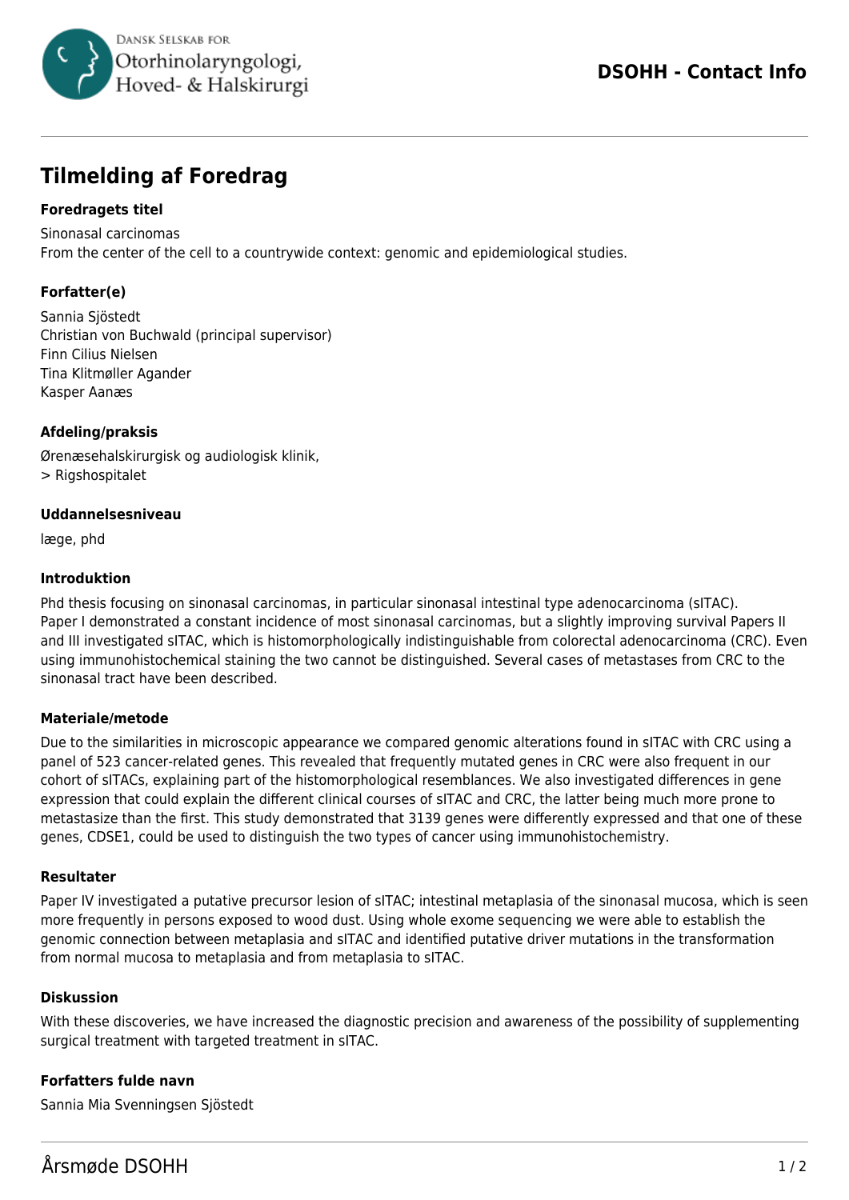# Tilmelding af Foredrag

### Foredragets titel

Sinonasal carcinomas
From the center of the cell to a countrywide context: genomic and epidemiological studies.

### Forfatter(e)

Sannia Sjöstedt
Christian von Buchwald (principal supervisor)
Finn Cilius Nielsen
Tina Klitmøller Agander
Kasper Aanæs

### Afdeling/praksis

Ørenæsehalskirurgisk og audiologisk klinik,
> Rigshospitalet

### Uddannelsesniveau

læge, phd

### Introduktion

Phd thesis focusing on sinonasal carcinomas, in particular sinonasal intestinal type adenocarcinoma (sITAC).
Paper I demonstrated a constant incidence of most sinonasal carcinomas, but a slightly improving survival Papers II and III investigated sITAC, which is histomorphologically indistinguishable from colorectal adenocarcinoma (CRC). Even using immunohistochemical staining the two cannot be distinguished. Several cases of metastases from CRC to the sinonasal tract have been described.

### Materiale/metode

Due to the similarities in microscopic appearance we compared genomic alterations found in sITAC with CRC using a panel of 523 cancer-related genes. This revealed that frequently mutated genes in CRC were also frequent in our cohort of sITACs, explaining part of the histomorphological resemblances. We also investigated differences in gene expression that could explain the different clinical courses of sITAC and CRC, the latter being much more prone to metastasize than the first. This study demonstrated that 3139 genes were differently expressed and that one of these genes, CDSE1, could be used to distinguish the two types of cancer using immunohistochemistry.

### Resultater

Paper IV investigated a putative precursor lesion of sITAC; intestinal metaplasia of the sinonasal mucosa, which is seen more frequently in persons exposed to wood dust. Using whole exome sequencing we were able to establish the genomic connection between metaplasia and sITAC and identified putative driver mutations in the transformation from normal mucosa to metaplasia and from metaplasia to sITAC.

### Diskussion

With these discoveries, we have increased the diagnostic precision and awareness of the possibility of supplementing surgical treatment with targeted treatment in sITAC.

### Forfatters fulde navn

Sannia Mia Svenningsen Sjöstedt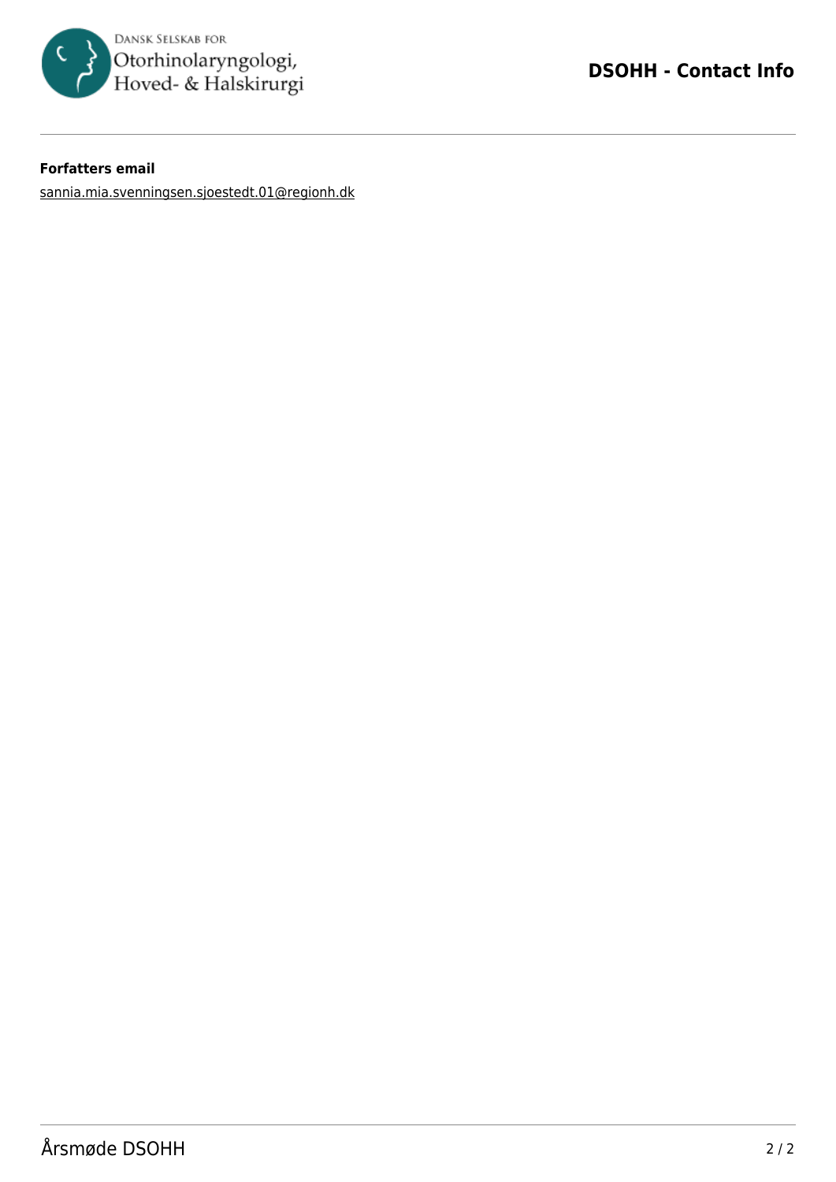**Forfatters email**

sannia.mia.svenningsen.sjoestedt.01@regionh.dk